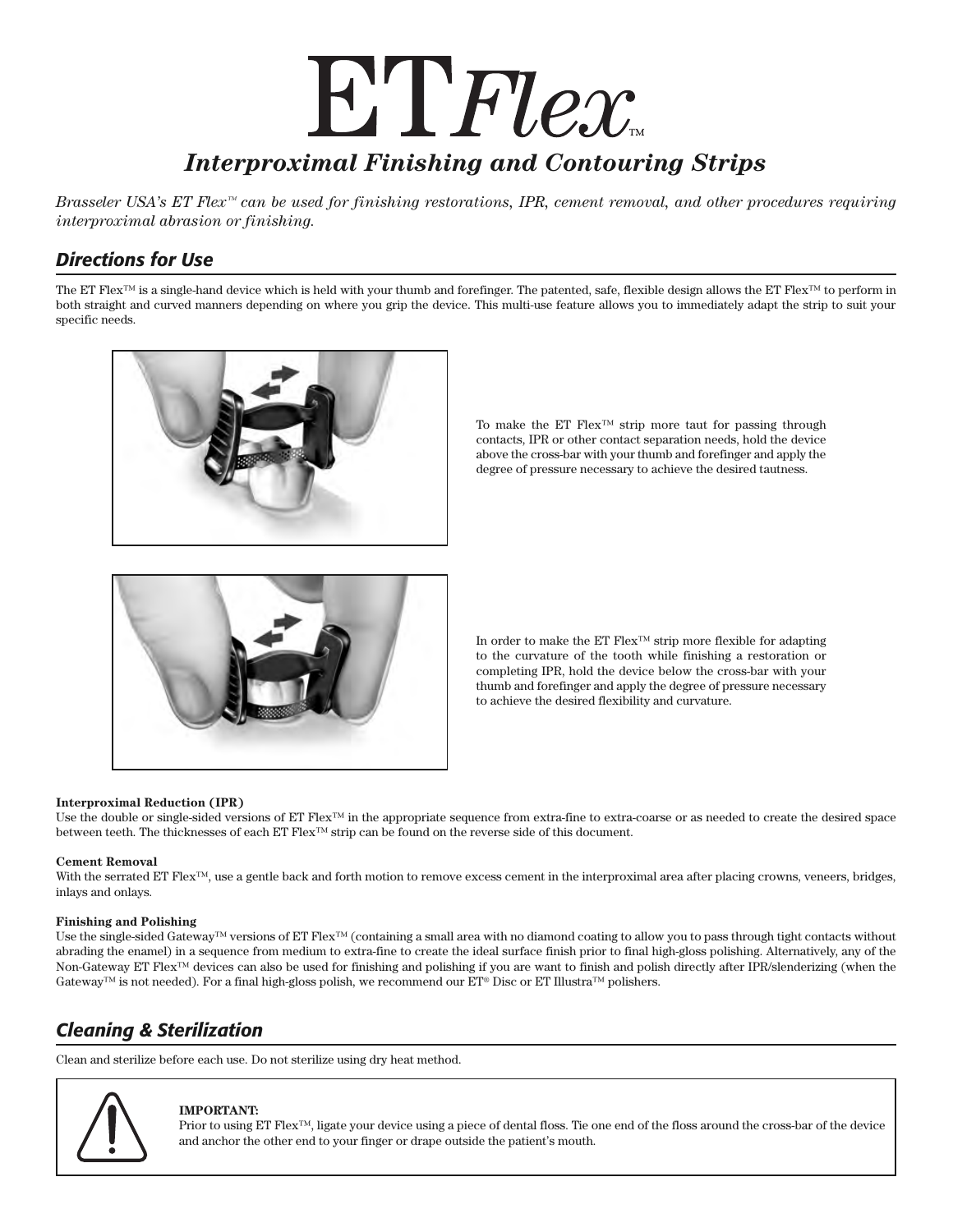# ET*Flex*™

## *Interproximal Finishing and Contouring Strips*

*Brasseler USA's ET Flex™ can be used for finishing restorations, IPR, cement removal, and other procedures requiring interproximal abrasion or finishing.*

## *Directions for Use*

The ET Flex™ is a single-hand device which is held with your thumb and forefinger. The patented, safe, flexible design allows the ET Flex™ to perform in both straight and curved manners depending on where you grip the device. This multi-use feature allows you to immediately adapt the strip to suit your specific needs.

To make the ET Flex™ strip more taut for passing through contacts, IPR or other contact separation needs, hold the device above the cross-bar with your thumb and forefinger and apply the degree of pressure necessary to achieve the desired tautness.

In order to make the ET Flex™ strip more flexible for adapting to the curvature of the tooth while finishing a restoration or completing IPR, hold the device below the cross-bar with your thumb and forefinger and apply the degree of pressure necessary to achieve the desired flexibility and curvature.

**Interproximal Reduction (IPR)**
Use the double or single-sided versions of ET Flex™ in the appropriate sequence from extra-fine to extra-coarse or as needed to create the desired space between teeth. The thicknesses of each ET Flex™ strip can be found on the reverse side of this document.

**Cement Removal**
With the serrated ET Flex™, use a gentle back and forth motion to remove excess cement in the interproximal area after placing crowns, veneers, bridges, inlays and onlays.

**Finishing and Polishing**
Use the single-sided Gateway™ versions of ET Flex™ (containing a small area with no diamond coating to allow you to pass through tight contacts without abrading the enamel) in a sequence from medium to extra-fine to create the ideal surface finish prior to final high-gloss polishing. Alternatively, any of the Non-Gateway ET Flex™ devices can also be used for finishing and polishing if you are want to finish and polish directly after IPR/slenderizing (when the Gateway™ is not needed). For a final high-gloss polish, we recommend our ET® Disc or ET Illustra™ polishers.

## *Cleaning & Sterilization*

Clean and sterilize before each use. Do not sterilize using dry heat method.

**IMPORTANT:**
Prior to using ET Flex™, ligate your device using a piece of dental floss. Tie one end of the floss around the cross-bar of the device and anchor the other end to your finger or drape outside the patient's mouth.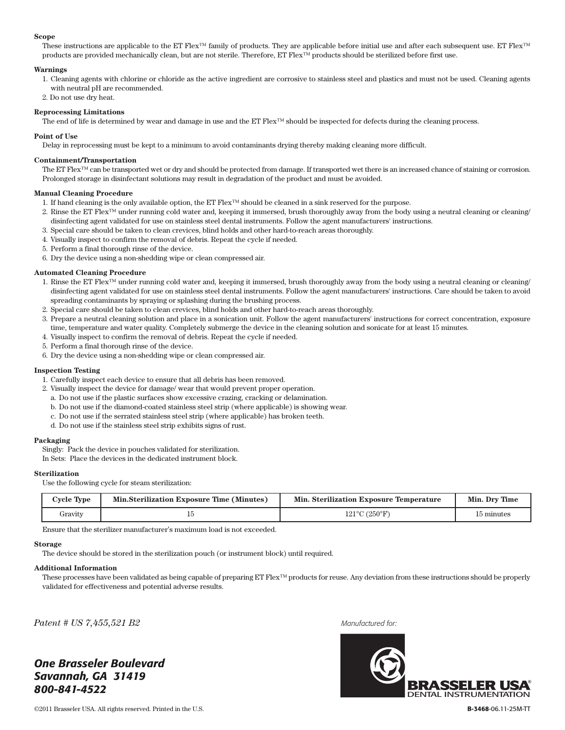**Scope**

These instructions are applicable to the ET Flex™ family of products. They are applicable before initial use and after each subsequent use. ET Flex™ products are provided mechanically clean, but are not sterile. Therefore, ET Flex™ products should be sterilized before first use.

**Warnings**

1. Cleaning agents with chlorine or chloride as the active ingredient are corrosive to stainless steel and plastics and must not be used. Cleaning agents with neutral pH are recommended.
2. Do not use dry heat.

**Reprocessing Limitations**

The end of life is determined by wear and damage in use and the ET Flex™ should be inspected for defects during the cleaning process.

**Point of Use**

Delay in reprocessing must be kept to a minimum to avoid contaminants drying thereby making cleaning more difficult.

**Containment/Transportation**

The ET Flex™ can be transported wet or dry and should be protected from damage. If transported wet there is an increased chance of staining or corrosion. Prolonged storage in disinfectant solutions may result in degradation of the product and must be avoided.

**Manual Cleaning Procedure**

1. If hand cleaning is the only available option, the ET Flex™ should be cleaned in a sink reserved for the purpose.
2. Rinse the ET Flex™ under running cold water and, keeping it immersed, brush thoroughly away from the body using a neutral cleaning or cleaning/disinfecting agent validated for use on stainless steel dental instruments. Follow the agent manufacturers' instructions.
3. Special care should be taken to clean crevices, blind holds and other hard-to-reach areas thoroughly.
4. Visually inspect to confirm the removal of debris. Repeat the cycle if needed.
5. Perform a final thorough rinse of the device.
6. Dry the device using a non-shedding wipe or clean compressed air.

**Automated Cleaning Procedure**

1. Rinse the ET Flex™ under running cold water and, keeping it immersed, brush thoroughly away from the body using a neutral cleaning or cleaning/disinfecting agent validated for use on stainless steel dental instruments. Follow the agent manufacturers' instructions. Care should be taken to avoid spreading contaminants by spraying or splashing during the brushing process.
2. Special care should be taken to clean crevices, blind holds and other hard-to-reach areas thoroughly.
3. Prepare a neutral cleaning solution and place in a sonication unit. Follow the agent manufacturers' instructions for correct concentration, exposure time, temperature and water quality. Completely submerge the device in the cleaning solution and sonicate for at least 15 minutes.
4. Visually inspect to confirm the removal of debris. Repeat the cycle if needed.
5. Perform a final thorough rinse of the device.
6. Dry the device using a non-shedding wipe or clean compressed air.

**Inspection Testing**

1. Carefully inspect each device to ensure that all debris has been removed.
2. Visually inspect the device for damage/ wear that would prevent proper operation.
   a. Do not use if the plastic surfaces show excessive crazing, cracking or delamination.
   b. Do not use if the diamond-coated stainless steel strip (where applicable) is showing wear.
   c. Do not use if the serrated stainless steel strip (where applicable) has broken teeth.
   d. Do not use if the stainless steel strip exhibits signs of rust.

**Packaging**

Singly: Pack the device in pouches validated for sterilization.
In Sets: Place the devices in the dedicated instrument block.

**Sterilization**

Use the following cycle for steam sterilization:

| Cycle Type | Min.Sterilization Exposure Time (Minutes) | Min. Sterilization Exposure Temperature | Min. Dry Time |
|---|---|---|---|
| Gravity | 15 | 121°C (250°F) | 15 minutes |

Ensure that the sterilizer manufacturer's maximum load is not exceeded.

**Storage**

The device should be stored in the sterilization pouch (or instrument block) until required.

**Additional Information**

These processes have been validated as being capable of preparing ET Flex™ products for reuse. Any deviation from these instructions should be properly validated for effectiveness and potential adverse results.

*Patent # US 7,455,521 B2*

*Manufactured for:*

BRASSELER USA®
DENTAL INSTRUMENTATION

***One Brasseler Boulevard***
***Savannah, GA 31419***
***800-841-4522***

©2011 Brasseler USA. All rights reserved. Printed in the U.S.

**B-3468**-06.11-25M-TT